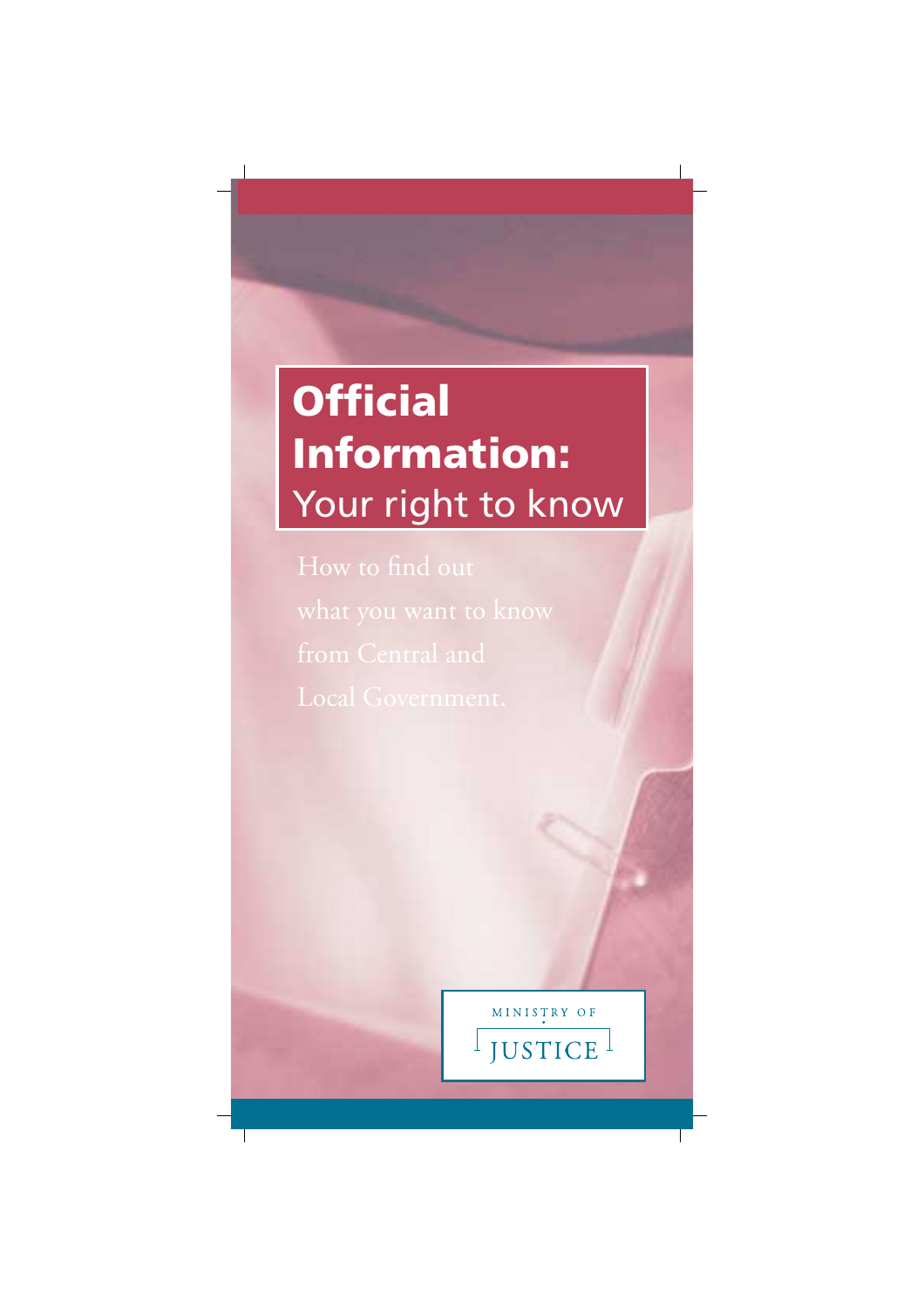# Official Information: Your right to know

How to find out what you want to know from Central and Local Government.

MINISTRY OF JUSTICE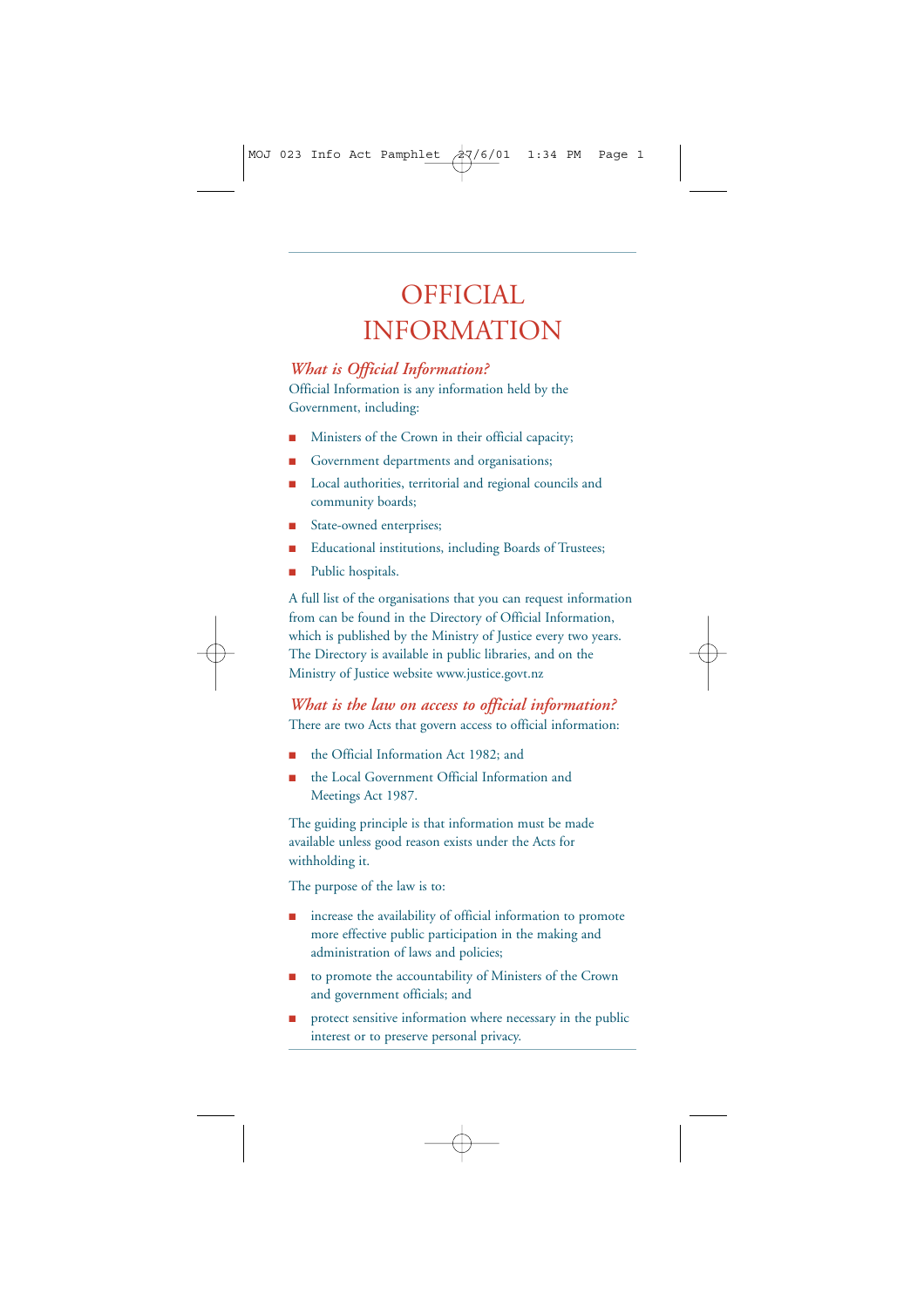# OFFICIAL INFORMATION

## *What is Official Information?*

Official Information is any information held by the Government, including:

- Ministers of the Crown in their official capacity;
- Government departments and organisations;
- Local authorities, territorial and regional councils and community boards;
- State-owned enterprises;
- Educational institutions, including Boards of Trustees;
- Public hospitals.

A full list of the organisations that you can request information from can be found in the Directory of Official Information, which is published by the Ministry of Justice every two years. The Directory is available in public libraries, and on the Ministry of Justice website www.justice.govt.nz

## *What is the law on access to official information?*

There are two Acts that govern access to official information:

- the Official Information Act 1982; and
- the Local Government Official Information and Meetings Act 1987.

The guiding principle is that information must be made available unless good reason exists under the Acts for withholding it.

The purpose of the law is to:

- increase the availability of official information to promote more effective public participation in the making and administration of laws and policies;
- to promote the accountability of Ministers of the Crown and government officials; and
- protect sensitive information where necessary in the public interest or to preserve personal privacy.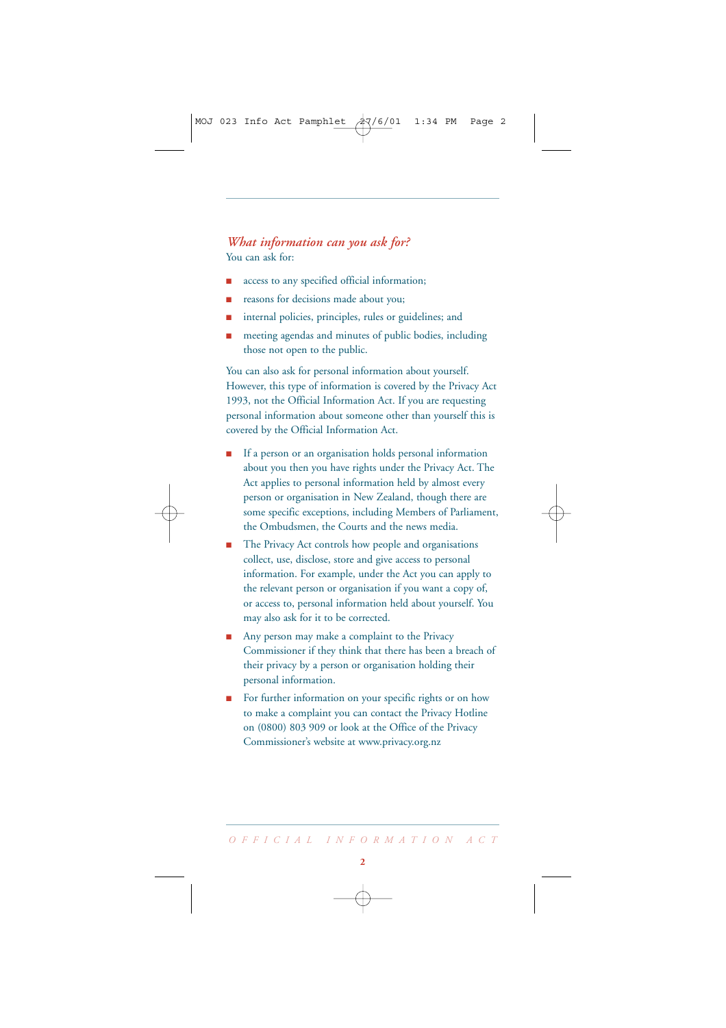## *What information can you ask for?*

You can ask for:

- access to any specified official information;
- reasons for decisions made about you;
- internal policies, principles, rules or guidelines; and
- meeting agendas and minutes of public bodies, including those not open to the public.

You can also ask for personal information about yourself. However, this type of information is covered by the Privacy Act 1993, not the Official Information Act. If you are requesting personal information about someone other than yourself this is covered by the Official Information Act.

- If a person or an organisation holds personal information about you then you have rights under the Privacy Act. The Act applies to personal information held by almost every person or organisation in New Zealand, though there are some specific exceptions, including Members of Parliament, the Ombudsmen, the Courts and the news media.
- The Privacy Act controls how people and organisations collect, use, disclose, store and give access to personal information. For example, under the Act you can apply to the relevant person or organisation if you want a copy of, or access to, personal information held about yourself. You may also ask for it to be corrected.
- Any person may make a complaint to the Privacy Commissioner if they think that there has been a breach of their privacy by a person or organisation holding their personal information.
- For further information on your specific rights or on how to make a complaint you can contact the Privacy Hotline on (0800) 803 909 or look at the Office of the Privacy Commissioner's website at www.privacy.org.nz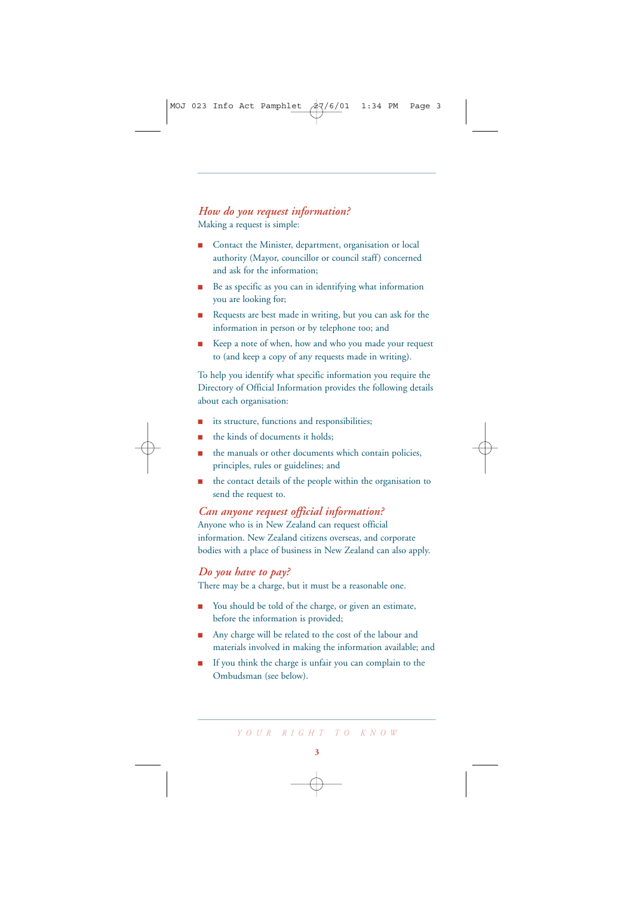## *How do you request information?*

Making a request is simple:

- Contact the Minister, department, organisation or local authority (Mayor, councillor or council staff) concerned and ask for the information;
- Be as specific as you can in identifying what information you are looking for;
- Requests are best made in writing, but you can ask for the information in person or by telephone too; and
- Keep a note of when, how and who you made your request to (and keep a copy of any requests made in writing).

To help you identify what specific information you require the Directory of Official Information provides the following details about each organisation:

- its structure, functions and responsibilities;
- the kinds of documents it holds;
- the manuals or other documents which contain policies, principles, rules or guidelines; and
- the contact details of the people within the organisation to send the request to.

## *Can anyone request official information?*

Anyone who is in New Zealand can request official information. New Zealand citizens overseas, and corporate bodies with a place of business in New Zealand can also apply.

## *Do you have to pay?*

There may be a charge, but it must be a reasonable one.

- You should be told of the charge, or given an estimate, before the information is provided;
- Any charge will be related to the cost of the labour and materials involved in making the information available; and
- If you think the charge is unfair you can complain to the Ombudsman (see below).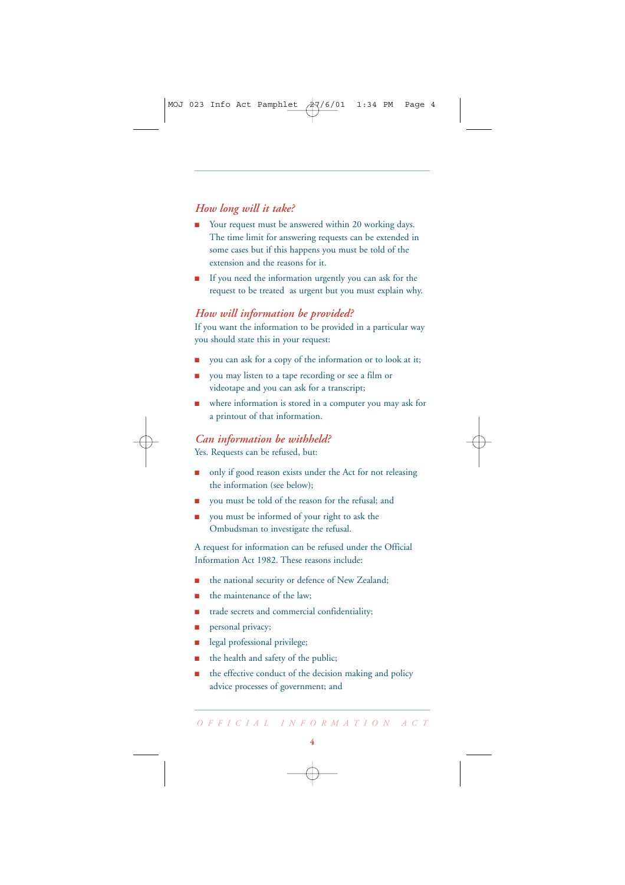## *How long will it take?*

- Your request must be answered within 20 working days. The time limit for answering requests can be extended in some cases but if this happens you must be told of the extension and the reasons for it.
- If you need the information urgently you can ask for the request to be treated as urgent but you must explain why.

## *How will information be provided?*

If you want the information to be provided in a particular way you should state this in your request:

- you can ask for a copy of the information or to look at it;
- you may listen to a tape recording or see a film or videotape and you can ask for a transcript;
- where information is stored in a computer you may ask for a printout of that information.

## *Can information be withheld?*

Yes. Requests can be refused, but:

- only if good reason exists under the Act for not releasing the information (see below);
- you must be told of the reason for the refusal; and
- you must be informed of your right to ask the Ombudsman to investigate the refusal.

A request for information can be refused under the Official Information Act 1982. These reasons include:

- the national security or defence of New Zealand;
- the maintenance of the law;
- trade secrets and commercial confidentiality;
- personal privacy;
- legal professional privilege;
- the health and safety of the public;
- the effective conduct of the decision making and policy advice processes of government; and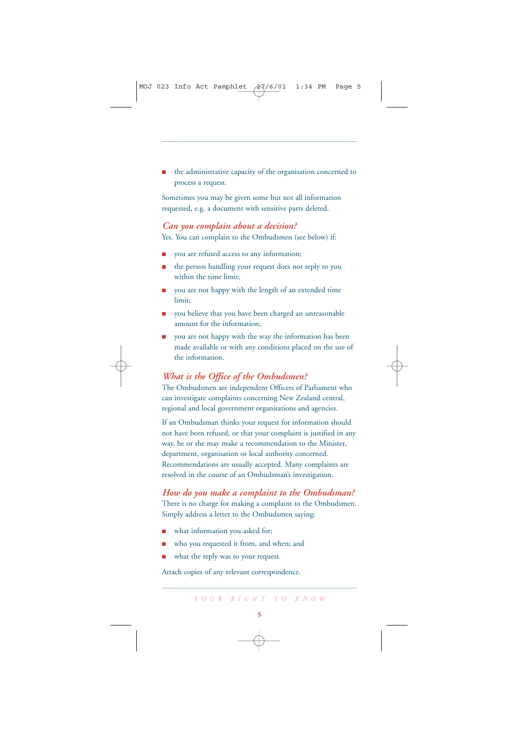- the administrative capacity of the organisation concerned to process a request.

Sometimes you may be given some but not all information requested, e.g. a document with sensitive parts deleted.

## *Can you complain about a decision?*

Yes. You can complain to the Ombudsmen (see below) if:

- you are refused access to any information;
- the person handling your request does not reply to you within the time limit;
- you are not happy with the length of an extended time limit;
- you believe that you have been charged an unreasonable amount for the information;
- you are not happy with the way the information has been made available or with any conditions placed on the use of the information.

## *What is the Office of the Ombudsmen?*

The Ombudsmen are independent Officers of Parliament who can investigate complaints concerning New Zealand central, regional and local government organisations and agencies.

If an Ombudsman thinks your request for information should not have been refused, or that your complaint is justified in any way, he or she may make a recommendation to the Minister, department, organisation or local authority concerned. Recommendations are usually accepted. Many complaints are resolved in the course of an Ombudsman's investigation.

## *How do you make a complaint to the Ombudsman?*

There is no charge for making a complaint to the Ombudsmen. Simply address a letter to the Ombudsmen saying:

- what information you asked for;
- who you requested it from, and when; and
- what the reply was to your request.

Attach copies of any relevant correspondence.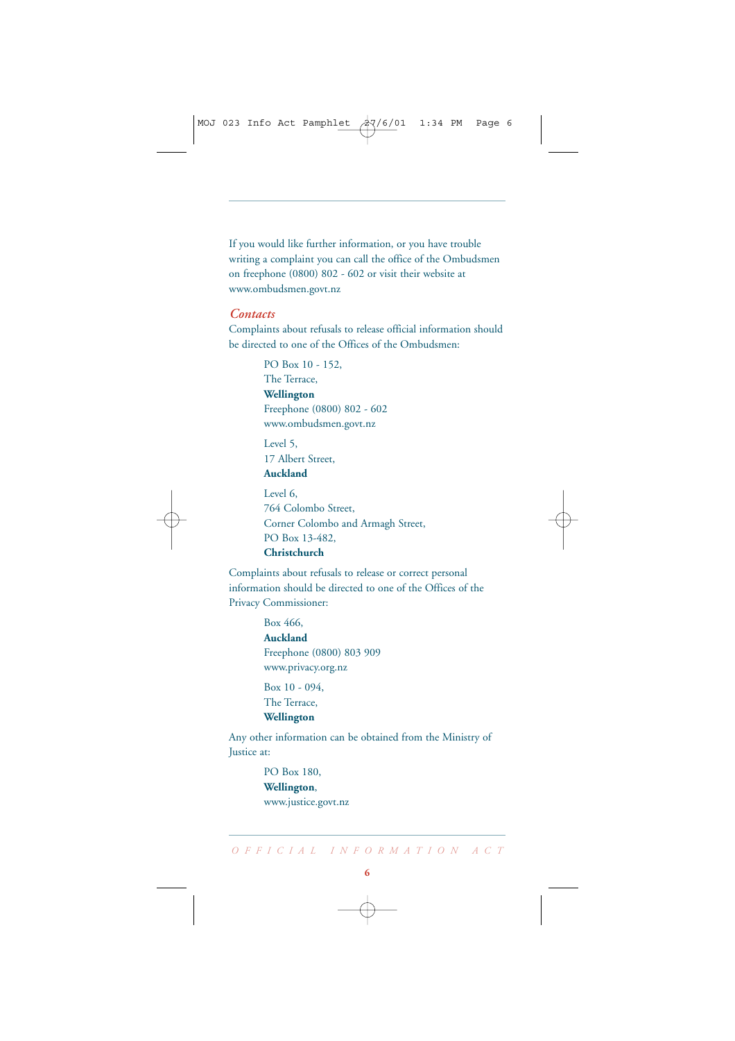If you would like further information, or you have trouble writing a complaint you can call the office of the Ombudsmen on freephone (0800) 802 - 602 or visit their website at www.ombudsmen.govt.nz

## *Contacts*

Complaints about refusals to release official information should be directed to one of the Offices of the Ombudsmen:

PO Box 10 - 152,  
The Terrace,  
**Wellington**  
Freephone (0800) 802 - 602  
www.ombudsmen.govt.nz

Level 5,  
17 Albert Street,  
**Auckland**

Level 6,  
764 Colombo Street,  
Corner Colombo and Armagh Street,  
PO Box 13-482,  
**Christchurch**

Complaints about refusals to release or correct personal information should be directed to one of the Offices of the Privacy Commissioner:

Box 466,  
**Auckland**  
Freephone (0800) 803 909  
www.privacy.org.nz

Box 10 - 094,  
The Terrace,  
**Wellington**

Any other information can be obtained from the Ministry of Justice at:

PO Box 180,  
**Wellington**,  
www.justice.govt.nz